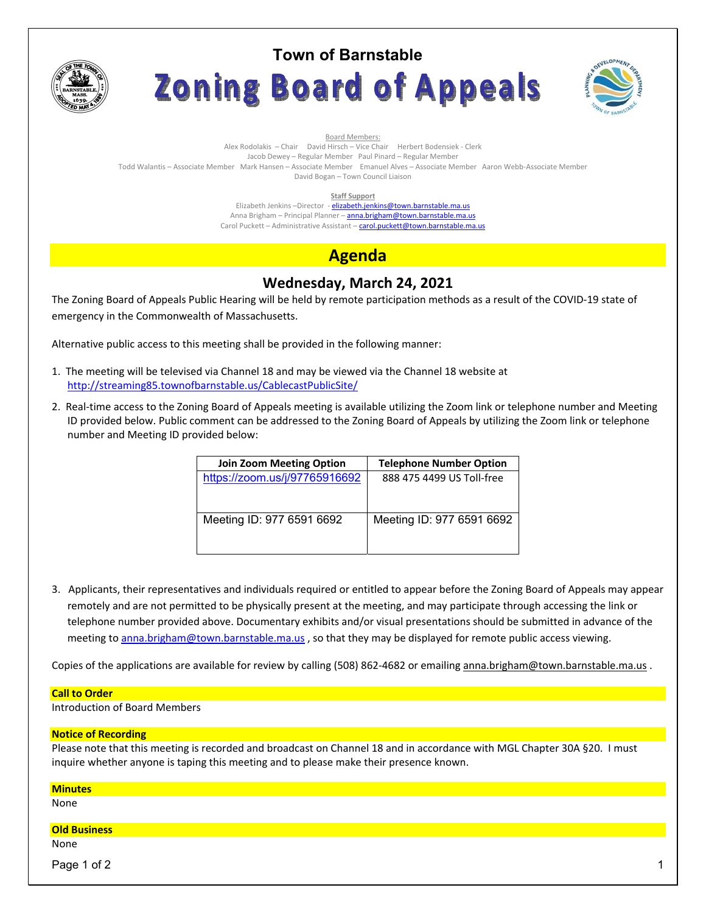# Town of Barnstable

# Zoning Board of Appeals

Board Members:

Alex Rodolakis – Chair David Hirsch – Vice Chair Herbert Bodensiek - Clerk

Jacob Dewey – Regular Member Paul Pinard – Regular Member

Todd Walantis – Associate Member Mark Hansen – Associate Member Emanuel Alves – Associate Member Aaron Webb-Associate Member

David Bogan – Town Council Liaison

**Staff Support**

Elizabeth Jenkins –Director - elizabeth.jenkins@town.barnstable.ma.us

Anna Brigham – Principal Planner – anna.brigham@town.barnstable.ma.us

Carol Puckett – Administrative Assistant – carol.puckett@town.barnstable.ma.us

## Agenda

### Wednesday, March 24, 2021

The Zoning Board of Appeals Public Hearing will be held by remote participation methods as a result of the COVID-19 state of emergency in the Commonwealth of Massachusetts.

Alternative public access to this meeting shall be provided in the following manner:

1. The meeting will be televised via Channel 18 and may be viewed via the Channel 18 website at http://streaming85.townofbarnstable.us/CablecastPublicSite/
2. Real-time access to the Zoning Board of Appeals meeting is available utilizing the Zoom link or telephone number and Meeting ID provided below. Public comment can be addressed to the Zoning Board of Appeals by utilizing the Zoom link or telephone number and Meeting ID provided below:

| Join Zoom Meeting Option | Telephone Number Option |
|---|---|
| https://zoom.us/j/97765916692 | 888 475 4499 US Toll-free |
| Meeting ID: 977 6591 6692 | Meeting ID: 977 6591 6692 |

3. Applicants, their representatives and individuals required or entitled to appear before the Zoning Board of Appeals may appear remotely and are not permitted to be physically present at the meeting, and may participate through accessing the link or telephone number provided above. Documentary exhibits and/or visual presentations should be submitted in advance of the meeting to anna.brigham@town.barnstable.ma.us , so that they may be displayed for remote public access viewing.

Copies of the applications are available for review by calling (508) 862-4682 or emailing anna.brigham@town.barnstable.ma.us .

**Call to Order**

Introduction of Board Members

**Notice of Recording**

Please note that this meeting is recorded and broadcast on Channel 18 and in accordance with MGL Chapter 30A §20. I must inquire whether anyone is taping this meeting and to please make their presence known.

**Minutes**

None

**Old Business**

None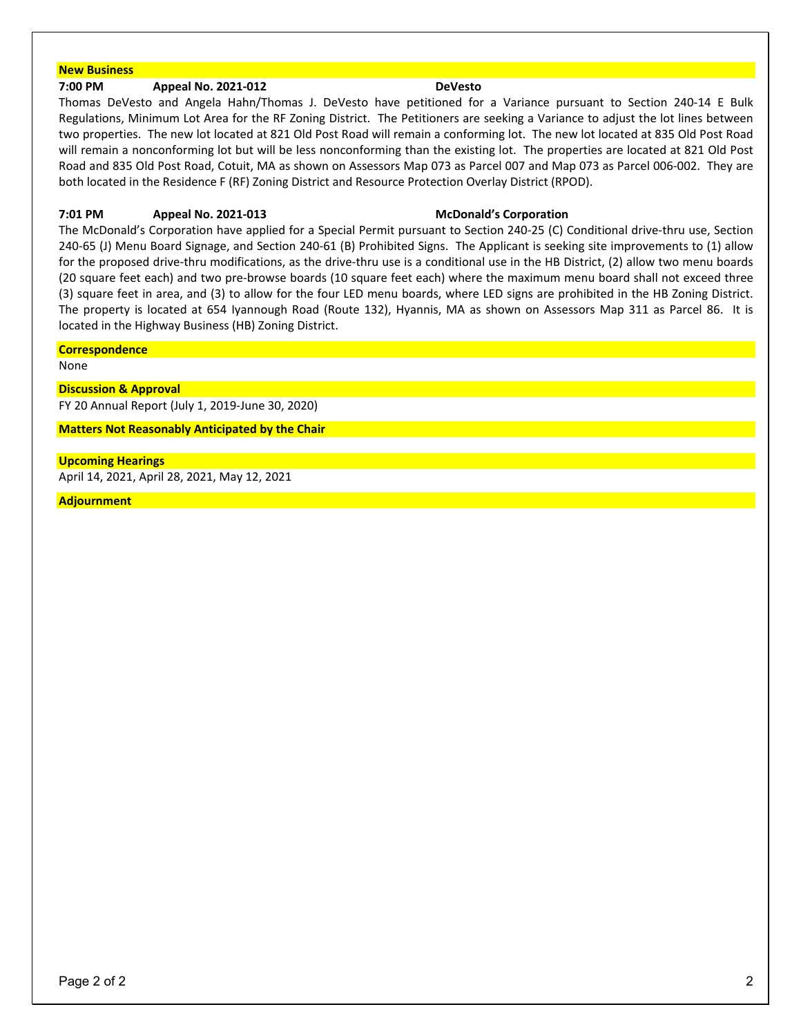## New Business

**7:00 PM Appeal No. 2021-012 DeVesto**

Thomas DeVesto and Angela Hahn/Thomas J. DeVesto have petitioned for a Variance pursuant to Section 240-14 E Bulk Regulations, Minimum Lot Area for the RF Zoning District. The Petitioners are seeking a Variance to adjust the lot lines between two properties. The new lot located at 821 Old Post Road will remain a conforming lot. The new lot located at 835 Old Post Road will remain a nonconforming lot but will be less nonconforming than the existing lot. The properties are located at 821 Old Post Road and 835 Old Post Road, Cotuit, MA as shown on Assessors Map 073 as Parcel 007 and Map 073 as Parcel 006-002. They are both located in the Residence F (RF) Zoning District and Resource Protection Overlay District (RPOD).

**7:01 PM Appeal No. 2021-013 McDonald's Corporation**

The McDonald's Corporation have applied for a Special Permit pursuant to Section 240-25 (C) Conditional drive-thru use, Section 240-65 (J) Menu Board Signage, and Section 240-61 (B) Prohibited Signs. The Applicant is seeking site improvements to (1) allow for the proposed drive-thru modifications, as the drive-thru use is a conditional use in the HB District, (2) allow two menu boards (20 square feet each) and two pre-browse boards (10 square feet each) where the maximum menu board shall not exceed three (3) square feet in area, and (3) to allow for the four LED menu boards, where LED signs are prohibited in the HB Zoning District. The property is located at 654 Iyannough Road (Route 132), Hyannis, MA as shown on Assessors Map 311 as Parcel 86. It is located in the Highway Business (HB) Zoning District.

## Correspondence

None

## Discussion & Approval

FY 20 Annual Report (July 1, 2019-June 30, 2020)

## Matters Not Reasonably Anticipated by the Chair

## Upcoming Hearings

April 14, 2021, April 28, 2021, May 12, 2021

## Adjournment